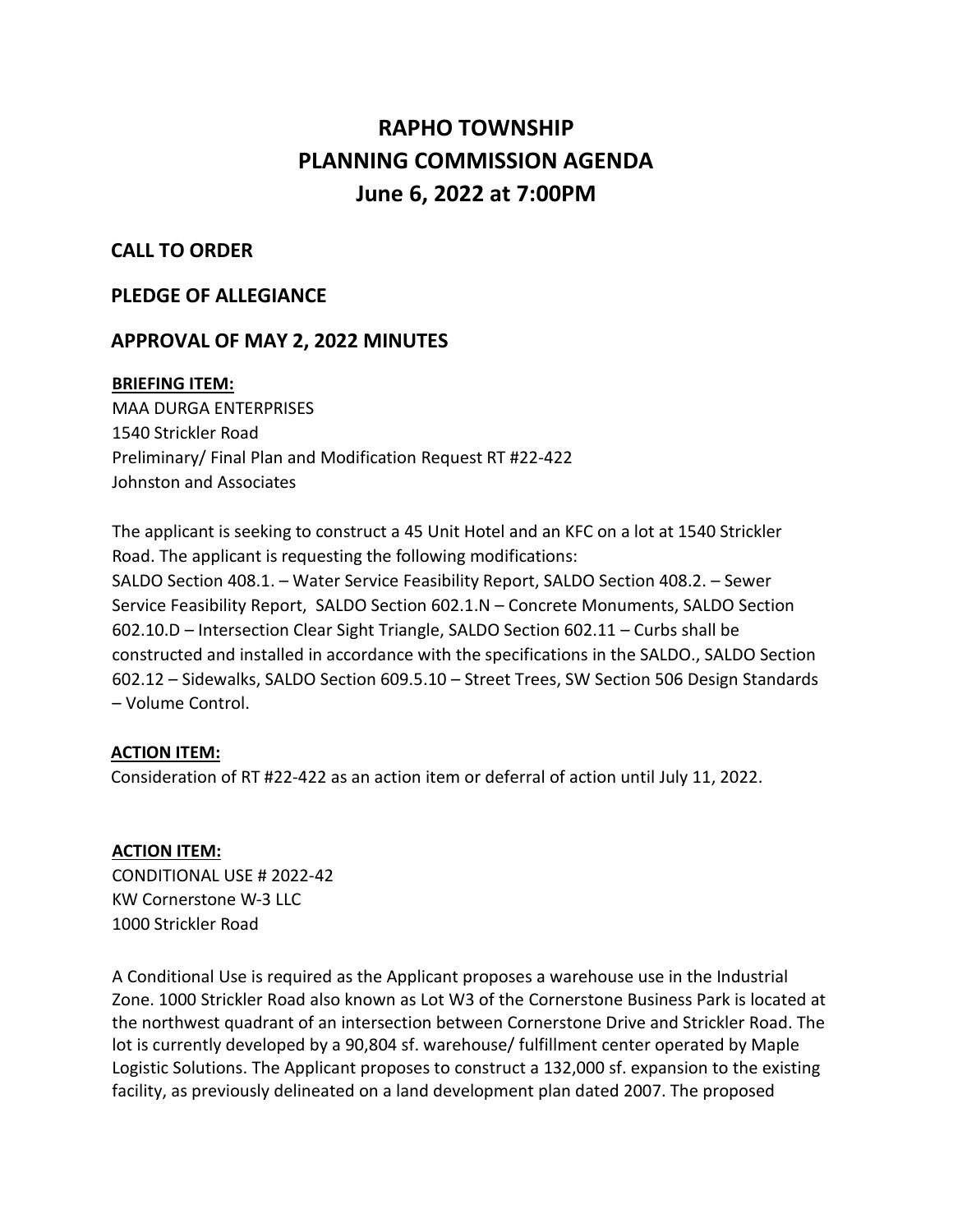# RAPHO TOWNSHIP
# PLANNING COMMISSION AGENDA
# June 6, 2022 at 7:00PM

## CALL TO ORDER

## PLEDGE OF ALLEGIANCE

## APPROVAL OF MAY 2, 2022 MINUTES

**BRIEFING ITEM:**

MAA DURGA ENTERPRISES
1540 Strickler Road
Preliminary/ Final Plan and Modification Request RT #22-422
Johnston and Associates

The applicant is seeking to construct a 45 Unit Hotel and an KFC on a lot at 1540 Strickler Road. The applicant is requesting the following modifications:
SALDO Section 408.1. – Water Service Feasibility Report, SALDO Section 408.2. – Sewer Service Feasibility Report, SALDO Section 602.1.N – Concrete Monuments, SALDO Section 602.10.D – Intersection Clear Sight Triangle, SALDO Section 602.11 – Curbs shall be constructed and installed in accordance with the specifications in the SALDO., SALDO Section 602.12 – Sidewalks, SALDO Section 609.5.10 – Street Trees, SW Section 506 Design Standards – Volume Control.

**ACTION ITEM:**

Consideration of RT #22-422 as an action item or deferral of action until July 11, 2022.

**ACTION ITEM:**

CONDITIONAL USE # 2022-42
KW Cornerstone W-3 LLC
1000 Strickler Road

A Conditional Use is required as the Applicant proposes a warehouse use in the Industrial Zone. 1000 Strickler Road also known as Lot W3 of the Cornerstone Business Park is located at the northwest quadrant of an intersection between Cornerstone Drive and Strickler Road. The lot is currently developed by a 90,804 sf. warehouse/ fulfillment center operated by Maple Logistic Solutions. The Applicant proposes to construct a 132,000 sf. expansion to the existing facility, as previously delineated on a land development plan dated 2007. The proposed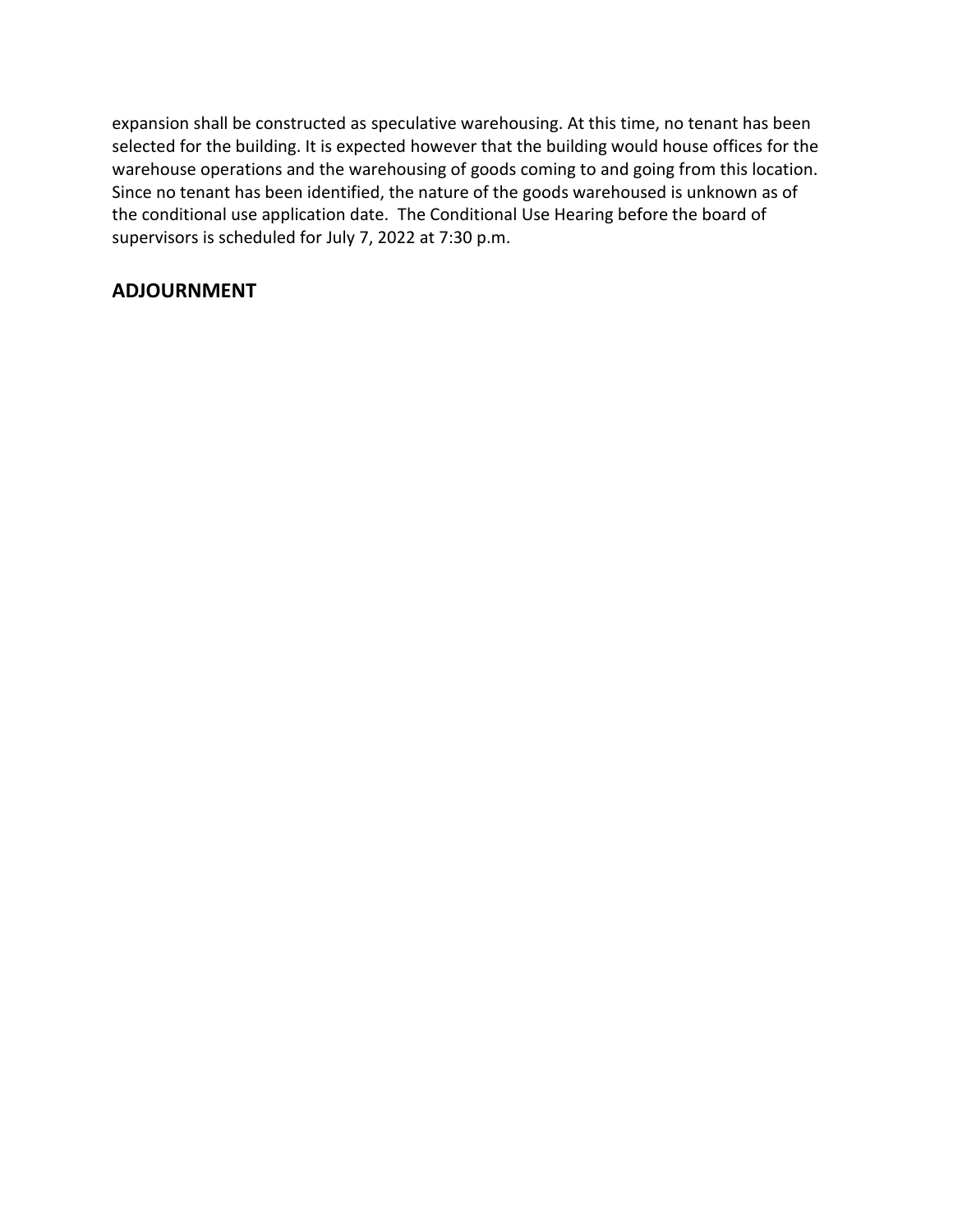expansion shall be constructed as speculative warehousing. At this time, no tenant has been selected for the building. It is expected however that the building would house offices for the warehouse operations and the warehousing of goods coming to and going from this location. Since no tenant has been identified, the nature of the goods warehoused is unknown as of the conditional use application date. The Conditional Use Hearing before the board of supervisors is scheduled for July 7, 2022 at 7:30 p.m.

## ADJOURNMENT